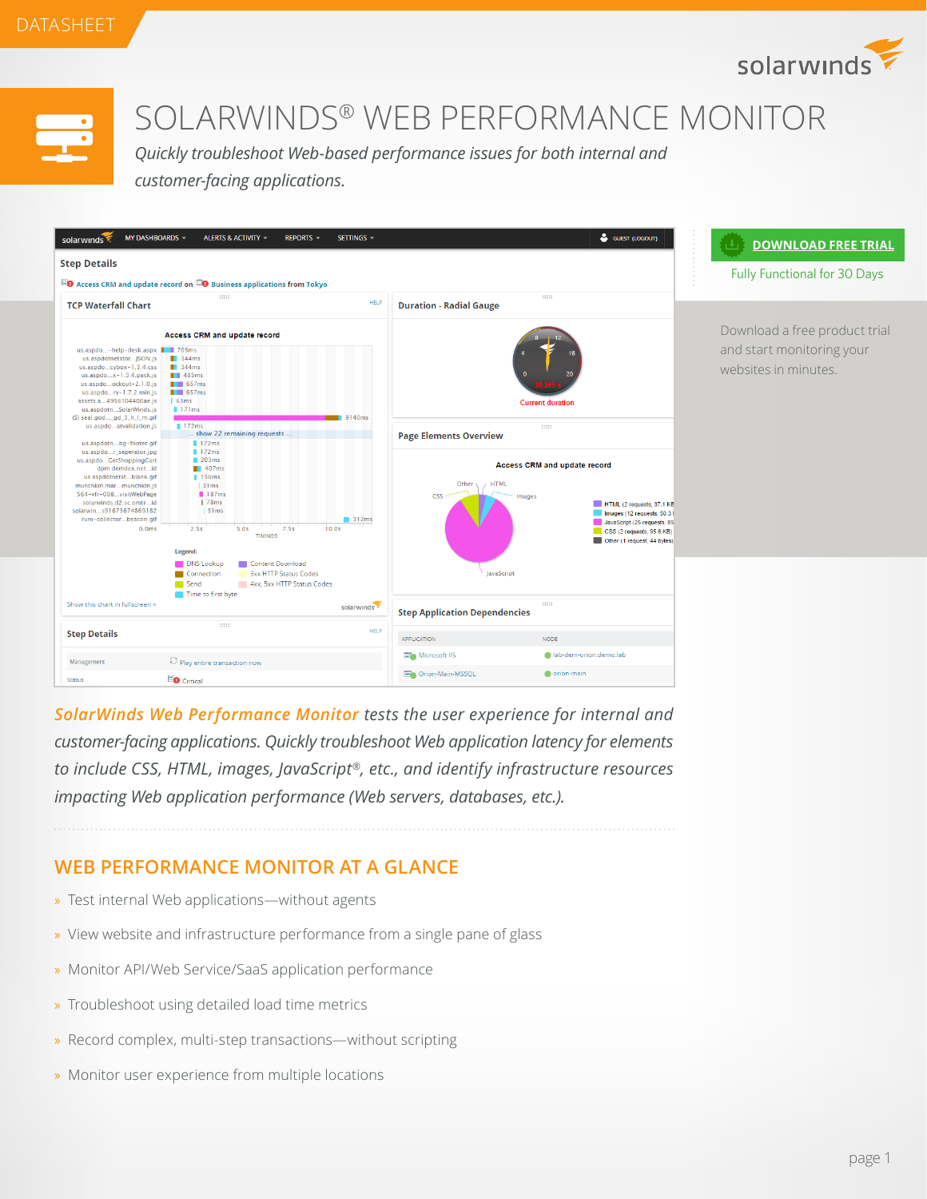DATASHEET

# SOLARWINDS® WEB PERFORMANCE MONITOR

*Quickly troubleshoot Web-based performance issues for both internal and customer-facing applications.*

**DOWNLOAD FREE TRIAL**

Fully Functional for 30 Days

Download a free product trial and start monitoring your websites in minutes.

*SolarWinds Web Performance Monitor tests the user experience for internal and customer-facing applications. Quickly troubleshoot Web application latency for elements to include CSS, HTML, images, JavaScript®, etc., and identify infrastructure resources impacting Web application performance (Web servers, databases, etc.).*

## WEB PERFORMANCE MONITOR AT A GLANCE

- Test internal Web applications—without agents
- View website and infrastructure performance from a single pane of glass
- Monitor API/Web Service/SaaS application performance
- Troubleshoot using detailed load time metrics
- Record complex, multi-step transactions—without scripting
- Monitor user experience from multiple locations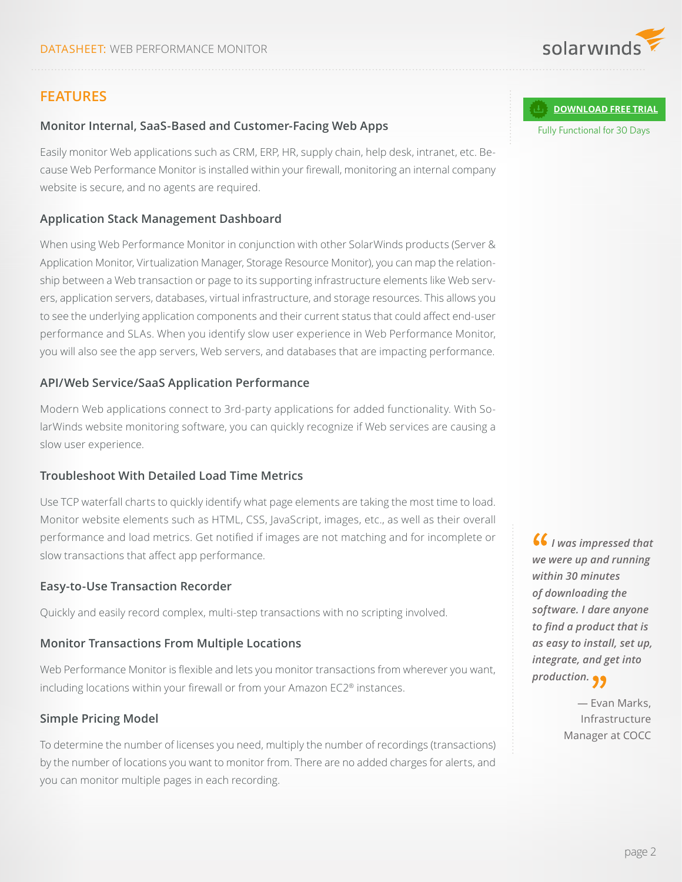## FEATURES

### Monitor Internal, SaaS-Based and Customer-Facing Web Apps

Easily monitor Web applications such as CRM, ERP, HR, supply chain, help desk, intranet, etc. Because Web Performance Monitor is installed within your firewall, monitoring an internal company website is secure, and no agents are required.

### Application Stack Management Dashboard

When using Web Performance Monitor in conjunction with other SolarWinds products (Server & Application Monitor, Virtualization Manager, Storage Resource Monitor), you can map the relationship between a Web transaction or page to its supporting infrastructure elements like Web servers, application servers, databases, virtual infrastructure, and storage resources. This allows you to see the underlying application components and their current status that could affect end-user performance and SLAs. When you identify slow user experience in Web Performance Monitor, you will also see the app servers, Web servers, and databases that are impacting performance.

### API/Web Service/SaaS Application Performance

Modern Web applications connect to 3rd-party applications for added functionality. With SolarWinds website monitoring software, you can quickly recognize if Web services are causing a slow user experience.

### Troubleshoot With Detailed Load Time Metrics

Use TCP waterfall charts to quickly identify what page elements are taking the most time to load. Monitor website elements such as HTML, CSS, JavaScript, images, etc., as well as their overall performance and load metrics. Get notified if images are not matching and for incomplete or slow transactions that affect app performance.

### Easy-to-Use Transaction Recorder

Quickly and easily record complex, multi-step transactions with no scripting involved.

### Monitor Transactions From Multiple Locations

Web Performance Monitor is flexible and lets you monitor transactions from wherever you want, including locations within your firewall or from your Amazon EC2® instances.

### Simple Pricing Model

To determine the number of licenses you need, multiply the number of recordings (transactions) by the number of locations you want to monitor from. There are no added charges for alerts, and you can monitor multiple pages in each recording.

**DOWNLOAD FREE TRIAL**

Fully Functional for 30 Days

> *"I was impressed that we were up and running within 30 minutes of downloading the software. I dare anyone to find a product that is as easy to install, set up, integrate, and get into production."*
>
> — Evan Marks, Infrastructure Manager at COCC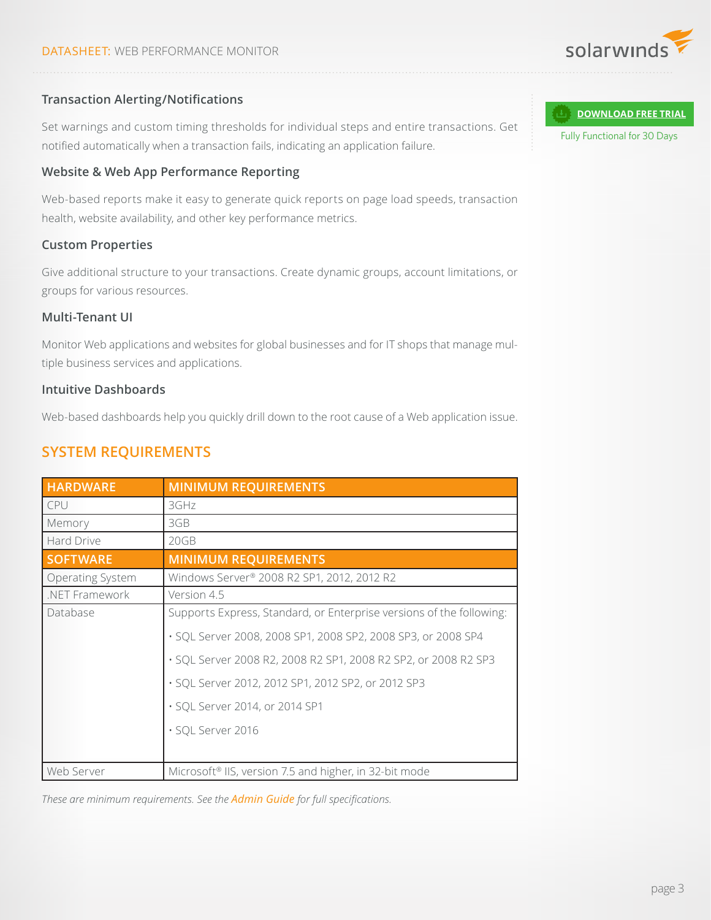### Transaction Alerting/Notifications

Set warnings and custom timing thresholds for individual steps and entire transactions. Get notified automatically when a transaction fails, indicating an application failure.

### Website & Web App Performance Reporting

Web-based reports make it easy to generate quick reports on page load speeds, transaction health, website availability, and other key performance metrics.

### Custom Properties

Give additional structure to your transactions. Create dynamic groups, account limitations, or groups for various resources.

### Multi-Tenant UI

Monitor Web applications and websites for global businesses and for IT shops that manage multiple business services and applications.

### Intuitive Dashboards

Web-based dashboards help you quickly drill down to the root cause of a Web application issue.

**DOWNLOAD FREE TRIAL**

Fully Functional for 30 Days

## SYSTEM REQUIREMENTS

| HARDWARE | MINIMUM REQUIREMENTS |
|---|---|
| CPU | 3GHz |
| Memory | 3GB |
| Hard Drive | 20GB |
| **SOFTWARE** | **MINIMUM REQUIREMENTS** |
| Operating System | Windows Server® 2008 R2 SP1, 2012, 2012 R2 |
| .NET Framework | Version 4.5 |
| Database | Supports Express, Standard, or Enterprise versions of the following:<br>• SQL Server 2008, 2008 SP1, 2008 SP2, 2008 SP3, or 2008 SP4<br>• SQL Server 2008 R2, 2008 R2 SP1, 2008 R2 SP2, or 2008 R2 SP3<br>• SQL Server 2012, 2012 SP1, 2012 SP2, or 2012 SP3<br>• SQL Server 2014, or 2014 SP1<br>• SQL Server 2016 |
| Web Server | Microsoft® IIS, version 7.5 and higher, in 32-bit mode |

*These are minimum requirements. See the Admin Guide for full specifications.*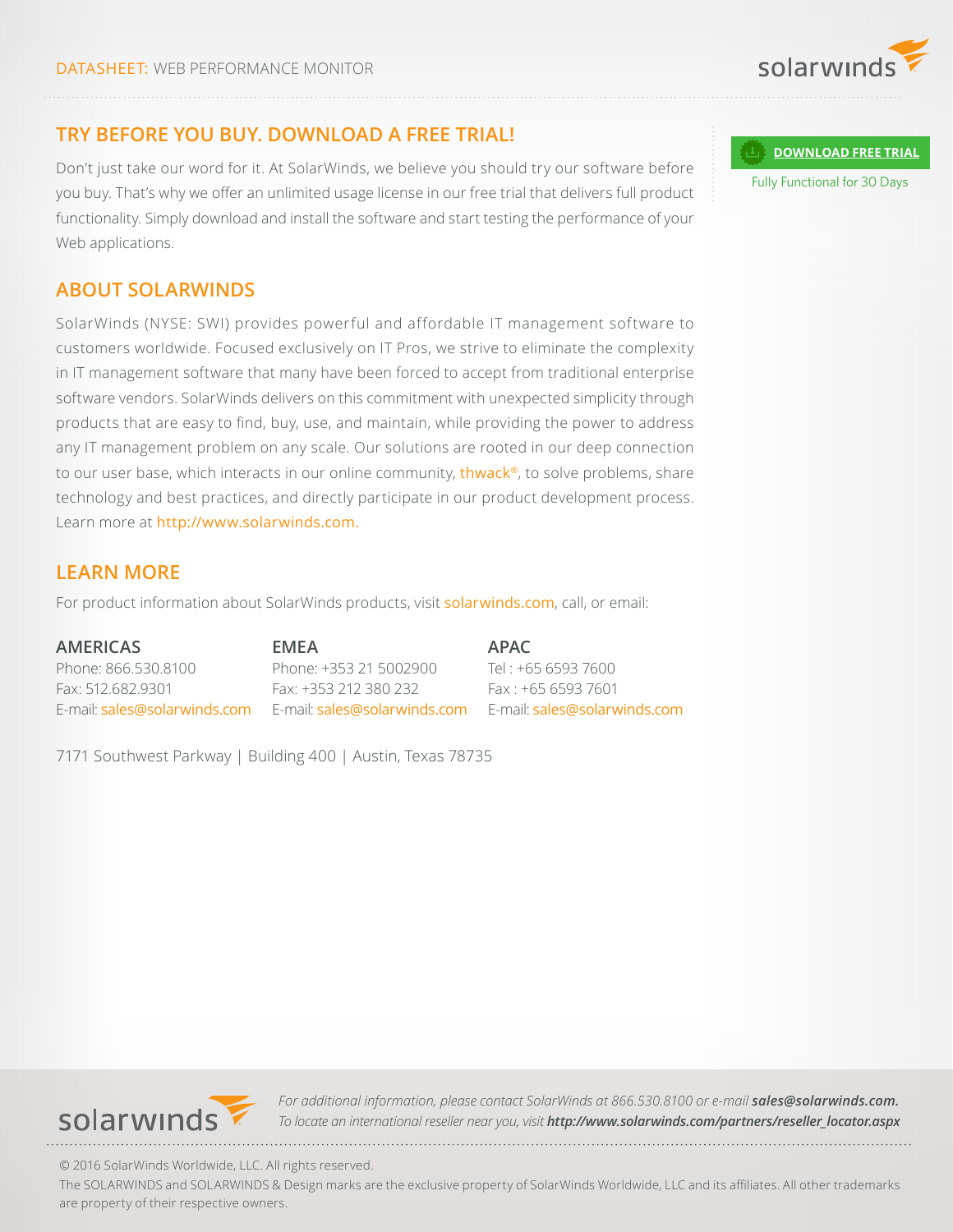## TRY BEFORE YOU BUY. DOWNLOAD A FREE TRIAL!

Don't just take our word for it. At SolarWinds, we believe you should try our software before you buy. That's why we offer an unlimited usage license in our free trial that delivers full product functionality. Simply download and install the software and start testing the performance of your Web applications.

**DOWNLOAD FREE TRIAL**

Fully Functional for 30 Days

## ABOUT SOLARWINDS

SolarWinds (NYSE: SWI) provides powerful and affordable IT management software to customers worldwide. Focused exclusively on IT Pros, we strive to eliminate the complexity in IT management software that many have been forced to accept from traditional enterprise software vendors. SolarWinds delivers on this commitment with unexpected simplicity through products that are easy to find, buy, use, and maintain, while providing the power to address any IT management problem on any scale. Our solutions are rooted in our deep connection to our user base, which interacts in our online community, thwack®, to solve problems, share technology and best practices, and directly participate in our product development process. Learn more at http://www.solarwinds.com.

## LEARN MORE

For product information about SolarWinds products, visit solarwinds.com, call, or email:

**AMERICAS**
Phone: 866.530.8100
Fax: 512.682.9301
E-mail: sales@solarwinds.com

**EMEA**
Phone: +353 21 5002900
Fax: +353 212 380 232
E-mail: sales@solarwinds.com

**APAC**
Tel : +65 6593 7600
Fax : +65 6593 7601
E-mail: sales@solarwinds.com

7171 Southwest Parkway | Building 400 | Austin, Texas 78735

*For additional information, please contact SolarWinds at 866.530.8100 or e-mail **sales@solarwinds.com.***
*To locate an international reseller near you, visit **http://www.solarwinds.com/partners/reseller_locator.aspx***

© 2016 SolarWinds Worldwide, LLC. All rights reserved.
The SOLARWINDS and SOLARWINDS & Design marks are the exclusive property of SolarWinds Worldwide, LLC and its affiliates. All other trademarks are property of their respective owners.